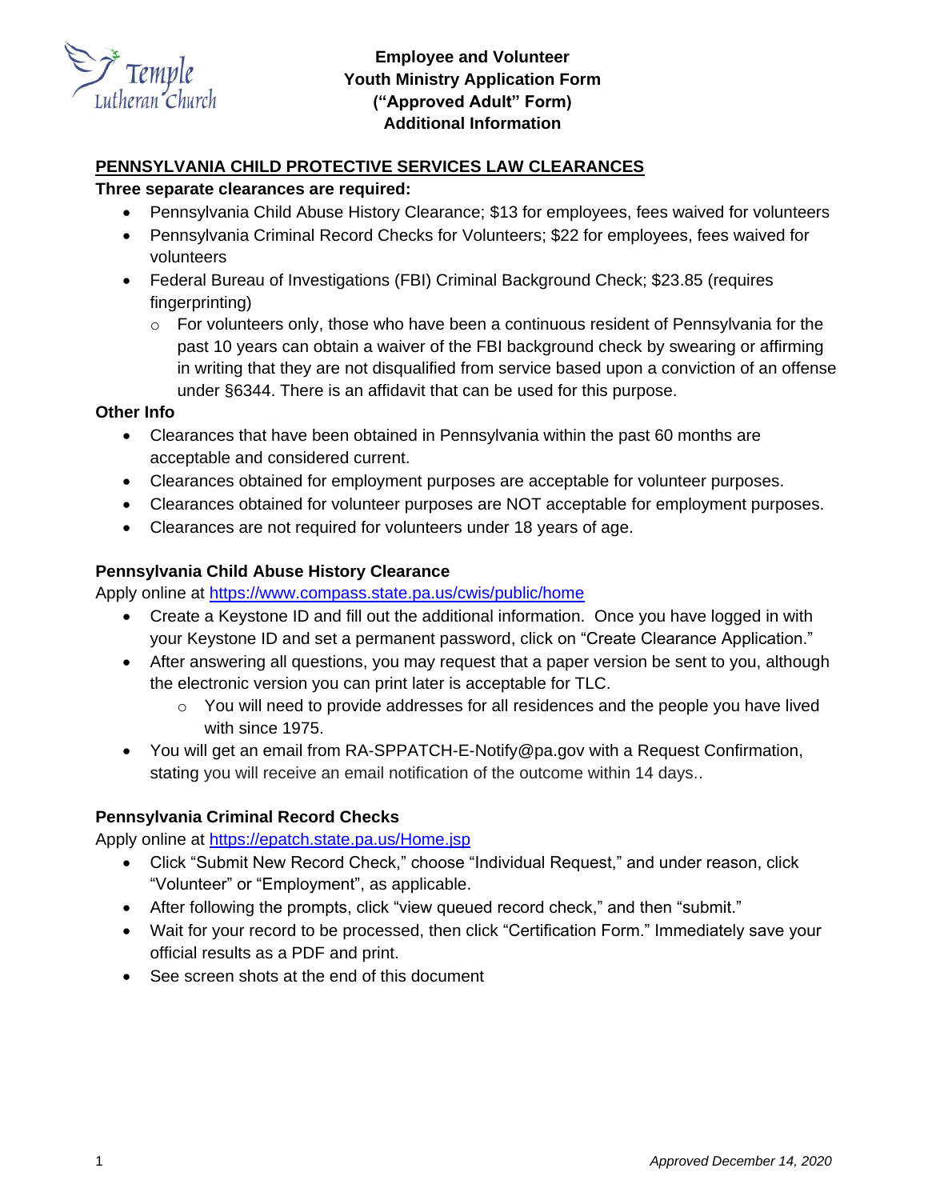# Employee and Volunteer Youth Ministry Application Form ("Approved Adult" Form) Additional Information

## PENNSYLVANIA CHILD PROTECTIVE SERVICES LAW CLEARANCES

**Three separate clearances are required:**

- Pennsylvania Child Abuse History Clearance; $13 for employees, fees waived for volunteers
- Pennsylvania Criminal Record Checks for Volunteers; $22 for employees, fees waived for volunteers
- Federal Bureau of Investigations (FBI) Criminal Background Check; $23.85 (requires fingerprinting)
  - For volunteers only, those who have been a continuous resident of Pennsylvania for the past 10 years can obtain a waiver of the FBI background check by swearing or affirming in writing that they are not disqualified from service based upon a conviction of an offense under §6344. There is an affidavit that can be used for this purpose.

**Other Info**

- Clearances that have been obtained in Pennsylvania within the past 60 months are acceptable and considered current.
- Clearances obtained for employment purposes are acceptable for volunteer purposes.
- Clearances obtained for volunteer purposes are NOT acceptable for employment purposes.
- Clearances are not required for volunteers under 18 years of age.

### Pennsylvania Child Abuse History Clearance

Apply online at https://www.compass.state.pa.us/cwis/public/home

- Create a Keystone ID and fill out the additional information. Once you have logged in with your Keystone ID and set a permanent password, click on "Create Clearance Application."
- After answering all questions, you may request that a paper version be sent to you, although the electronic version you can print later is acceptable for TLC.
  - You will need to provide addresses for all residences and the people you have lived with since 1975.
- You will get an email from RA-SPPATCH-E-Notify@pa.gov with a Request Confirmation, stating you will receive an email notification of the outcome within 14 days..

### Pennsylvania Criminal Record Checks

Apply online at https://epatch.state.pa.us/Home.jsp

- Click "Submit New Record Check," choose "Individual Request," and under reason, click "Volunteer" or "Employment", as applicable.
- After following the prompts, click "view queued record check," and then "submit."
- Wait for your record to be processed, then click "Certification Form." Immediately save your official results as a PDF and print.
- See screen shots at the end of this document

*Approved December 14, 2020*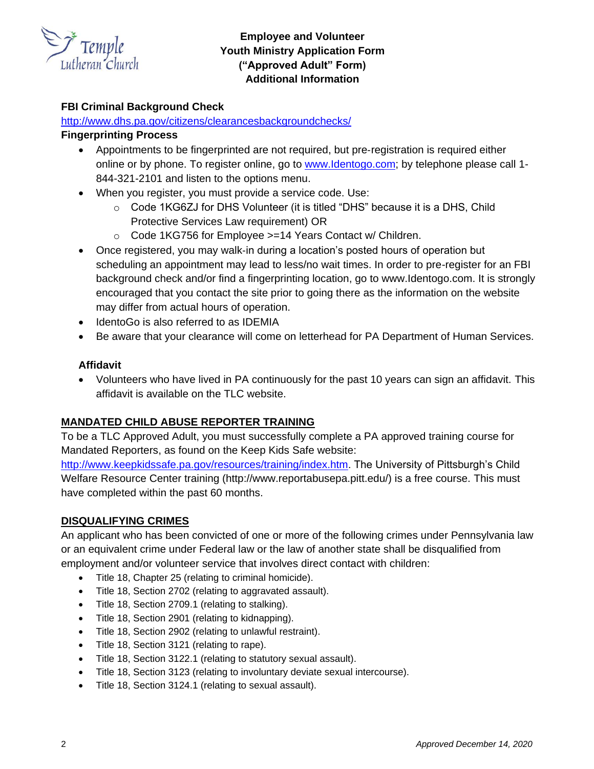**Employee and Volunteer**
**Youth Ministry Application Form**
**("Approved Adult" Form)**
**Additional Information**

**FBI Criminal Background Check**

http://www.dhs.pa.gov/citizens/clearancesbackgroundchecks/

**Fingerprinting Process**

- Appointments to be fingerprinted are not required, but pre-registration is required either online or by phone. To register online, go to www.Identogo.com; by telephone please call 1-844-321-2101 and listen to the options menu.
- When you register, you must provide a service code. Use:
  - Code 1KG6ZJ for DHS Volunteer (it is titled "DHS" because it is a DHS, Child Protective Services Law requirement) OR
  - Code 1KG756 for Employee >=14 Years Contact w/ Children.
- Once registered, you may walk-in during a location's posted hours of operation but scheduling an appointment may lead to less/no wait times. In order to pre-register for an FBI background check and/or find a fingerprinting location, go to www.Identogo.com. It is strongly encouraged that you contact the site prior to going there as the information on the website may differ from actual hours of operation.
- IdentoGo is also referred to as IDEMIA
- Be aware that your clearance will come on letterhead for PA Department of Human Services.

**Affidavit**

- Volunteers who have lived in PA continuously for the past 10 years can sign an affidavit. This affidavit is available on the TLC website.

**MANDATED CHILD ABUSE REPORTER TRAINING**

To be a TLC Approved Adult, you must successfully complete a PA approved training course for Mandated Reporters, as found on the Keep Kids Safe website: http://www.keepkidssafe.pa.gov/resources/training/index.htm. The University of Pittsburgh's Child Welfare Resource Center training (http://www.reportabusepa.pitt.edu/) is a free course. This must have completed within the past 60 months.

**DISQUALIFYING CRIMES**

An applicant who has been convicted of one or more of the following crimes under Pennsylvania law or an equivalent crime under Federal law or the law of another state shall be disqualified from employment and/or volunteer service that involves direct contact with children:

- Title 18, Chapter 25 (relating to criminal homicide).
- Title 18, Section 2702 (relating to aggravated assault).
- Title 18, Section 2709.1 (relating to stalking).
- Title 18, Section 2901 (relating to kidnapping).
- Title 18, Section 2902 (relating to unlawful restraint).
- Title 18, Section 3121 (relating to rape).
- Title 18, Section 3122.1 (relating to statutory sexual assault).
- Title 18, Section 3123 (relating to involuntary deviate sexual intercourse).
- Title 18, Section 3124.1 (relating to sexual assault).

*Approved December 14, 2020*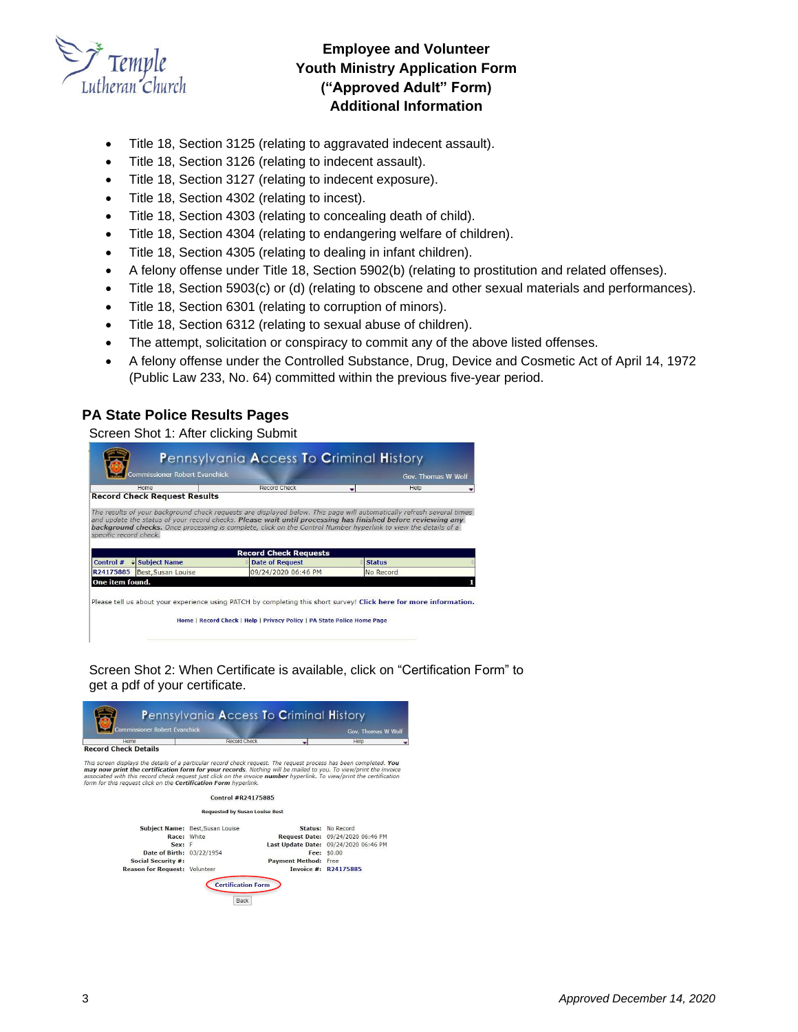- Title 18, Section 3125 (relating to aggravated indecent assault).
- Title 18, Section 3126 (relating to indecent assault).
- Title 18, Section 3127 (relating to indecent exposure).
- Title 18, Section 4302 (relating to incest).
- Title 18, Section 4303 (relating to concealing death of child).
- Title 18, Section 4304 (relating to endangering welfare of children).
- Title 18, Section 4305 (relating to dealing in infant children).
- A felony offense under Title 18, Section 5902(b) (relating to prostitution and related offenses).
- Title 18, Section 5903(c) or (d) (relating to obscene and other sexual materials and performances).
- Title 18, Section 6301 (relating to corruption of minors).
- Title 18, Section 6312 (relating to sexual abuse of children).
- The attempt, solicitation or conspiracy to commit any of the above listed offenses.
- A felony offense under the Controlled Substance, Drug, Device and Cosmetic Act of April 14, 1972 (Public Law 233, No. 64) committed within the previous five-year period.

## PA State Police Results Pages

Screen Shot 1: After clicking Submit

Pennsylvania Access To Criminal History

Commissioner Robert Evanchick

Gov. Thomas W Wolf

Home | Record Check | Help

**Record Check Request Results**

*The results of your background check requests are displayed below. This page will automatically refresh several times and update the status of your record checks.* ***Please wait until processing has finished before reviewing any background checks.*** *Once processing is complete, click on the Control Number hyperlink to view the details of a specific record check.*

**Record Check Requests**

| Control # | Subject Name | Date of Request | Status |
|---|---|---|---|
| R24175885 | Best,Susan Louise | 09/24/2020 06:46 PM | No Record |

**One item found.**

Please tell us about your experience using PATCH by completing this short survey! Click here for more information.

Home | Record Check | Help | Privacy Policy | PA State Police Home Page

Screen Shot 2: When Certificate is available, click on "Certification Form" to get a pdf of your certificate.

Pennsylvania Access To Criminal History

Commissioner Robert Evanchick

Gov. Thomas W Wolf

Home | Record Check | Help

**Record Check Details**

*This screen displays the details of a particular record check request. The request process has been completed.* ***You may now print the certification form for your records.*** *Nothing will be mailed to you. To view/print the invoice associated with this record check request just click on the invoice* ***number*** *hyperlink. To view/print the certification form for this request click on the* ***Certification Form*** *hyperlink.*

**Control #R24175885**

**Requested by Susan Louise Best**

| | | | |
|---|---|---|---|
| **Subject Name:** | Best,Susan Louise | **Status:** | No Record |
| **Race:** | White | **Request Date:** | 09/24/2020 06:46 PM |
| **Sex:** | F | **Last Update Date:** | 09/24/2020 06:46 PM |
| **Date of Birth:** | 03/22/1954 | **Fee:** | $0.00 |
| **Social Security #:** | | **Payment Method:** | Free |
| **Reason for Request:** | Volunteer | **Invoice #:** | R24175885 |

Certification Form

Back